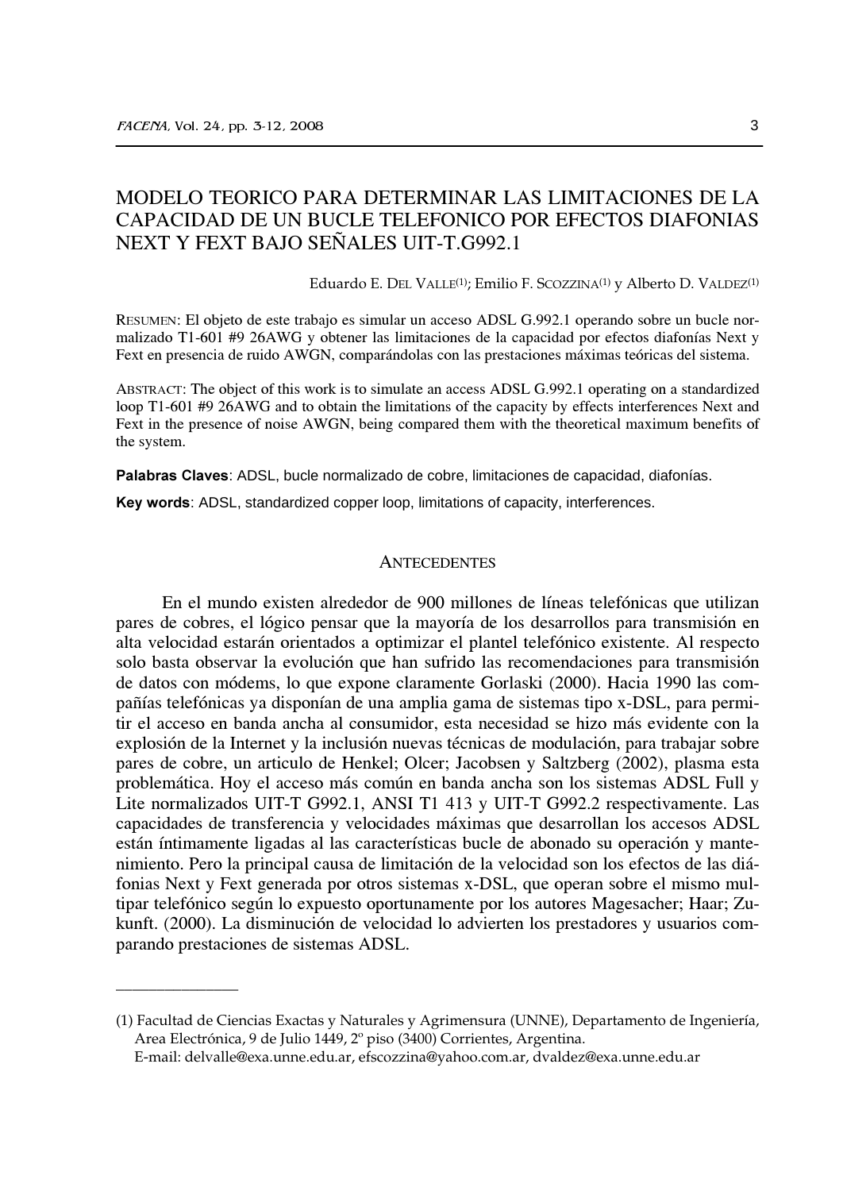# MODELO TEORICO PARA DETERMINAR LAS LIMITACIONES DE LA CAPACIDAD DE UN BUCLE TELEFONICO POR EFECTOS DIAFONIAS NEXT Y FEXT BAJO SEÑALES UIT-T.G992.1

Eduardo E. DEL VALLE[1]; Emilio F. SCOZZINA[1] y Alberto D. VALDEZ[1]

RESUMEN: El objeto de este trabajo es simular un acceso ADSL G.992.1 operando sobre un bucle normalizado T1-601 #9 26AWG y obtener las limitaciones de la capacidad por efectos diafonías Next y Fext en presencia de ruido AWGN, comparándolas con las prestaciones máximas teóricas del sistema.

ABSTRACT: The object of this work is to simulate an access ADSL G.992.1 operating on a standardized loop T1-601 #9 26AWG and to obtain the limitations of the capacity by effects interferences Next and Fext in the presence of noise AWGN, being compared them with the theoretical maximum benefits of the system.

**Palabras Claves**: ADSL, bucle normalizado de cobre, limitaciones de capacidad, diafonías.

**Key words**: ADSL, standardized copper loop, limitations of capacity, interferences.

## ANTECEDENTES

En el mundo existen alrededor de 900 millones de líneas telefónicas que utilizan pares de cobres, el lógico pensar que la mayoría de los desarrollos para transmisión en alta velocidad estarán orientados a optimizar el plantel telefónico existente. Al respecto solo basta observar la evolución que han sufrido las recomendaciones para transmisión de datos con módems, lo que expone claramente Gorlaski (2000). Hacia 1990 las compañías telefónicas ya disponían de una amplia gama de sistemas tipo x-DSL, para permitir el acceso en banda ancha al consumidor, esta necesidad se hizo más evidente con la explosión de la Internet y la inclusión nuevas técnicas de modulación, para trabajar sobre pares de cobre, un articulo de Henkel; Olcer; Jacobsen y Saltzberg (2002), plasma esta problemática. Hoy el acceso más común en banda ancha son los sistemas ADSL Full y Lite normalizados UIT-T G992.1, ANSI T1 413 y UIT-T G992.2 respectivamente. Las capacidades de transferencia y velocidades máximas que desarrollan los accesos ADSL están íntimamente ligadas al las características bucle de abonado su operación y mantenimiento. Pero la principal causa de limitación de la velocidad son los efectos de las diáfonias Next y Fext generada por otros sistemas x-DSL, que operan sobre el mismo multipar telefónico según lo expuesto oportunamente por los autores Magesacher; Haar; Zukunft. (2000). La disminución de velocidad lo advierten los prestadores y usuarios comparando prestaciones de sistemas ADSL.

---

(1) Facultad de Ciencias Exactas y Naturales y Agrimensura (UNNE), Departamento de Ingeniería, Area Electrónica, 9 de Julio 1449, 2º piso (3400) Corrientes, Argentina.
E-mail: delvalle@exa.unne.edu.ar, efscozzina@yahoo.com.ar, dvaldez@exa.unne.edu.ar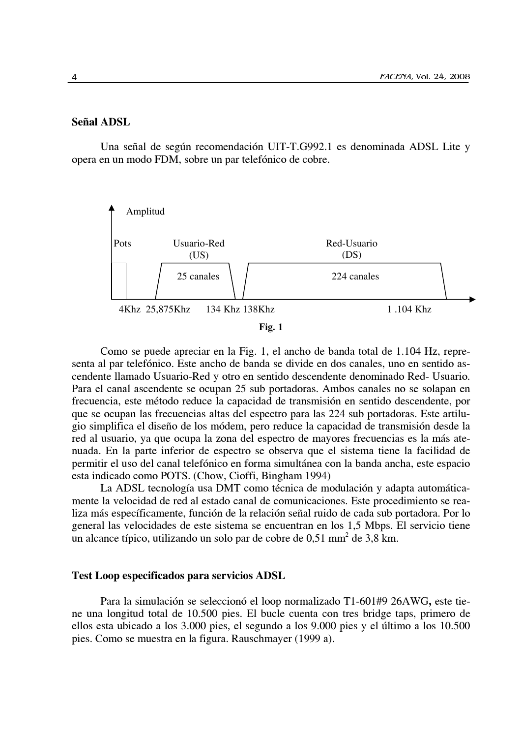**Señal ADSL**

Una señal de según recomendación UIT-T.G992.1 es denominada ADSL Lite y opera en un modo FDM, sobre un par telefónico de cobre.

Amplitud

Pots | Usuario-Red (US) 25 canales | Red-Usuario (DS) 224 canales

4Khz 25,875Khz 134 Khz 138Khz 1 .104 Khz

**Fig. 1**

Como se puede apreciar en la Fig. 1, el ancho de banda total de 1.104 Hz, representa al par telefónico. Este ancho de banda se divide en dos canales, uno en sentido ascendente llamado Usuario-Red y otro en sentido descendente denominado Red- Usuario. Para el canal ascendente se ocupan 25 sub portadoras. Ambos canales no se solapan en frecuencia, este método reduce la capacidad de transmisión en sentido descendente, por que se ocupan las frecuencias altas del espectro para las 224 sub portadoras. Este artilugio simplifica el diseño de los módem, pero reduce la capacidad de transmisión desde la red al usuario, ya que ocupa la zona del espectro de mayores frecuencias es la más atenuada. En la parte inferior de espectro se observa que el sistema tiene la facilidad de permitir el uso del canal telefónico en forma simultánea con la banda ancha, este espacio esta indicado como POTS. (Chow, Cioffi, Bingham 1994)

La ADSL tecnología usa DMT como técnica de modulación y adapta automáticamente la velocidad de red al estado canal de comunicaciones. Este procedimiento se realiza más específicamente, función de la relación señal ruido de cada sub portadora. Por lo general las velocidades de este sistema se encuentran en los 1,5 Mbps. El servicio tiene un alcance típico, utilizando un solo par de cobre de 0,51 $mm^2$ de 3,8 km.

**Test Loop especificados para servicios ADSL**

Para la simulación se seleccionó el loop normalizado T1-601#9 26AWG**,** este tiene una longitud total de 10.500 pies. El bucle cuenta con tres bridge taps, primero de ellos esta ubicado a los 3.000 pies, el segundo a los 9.000 pies y el último a los 10.500 pies. Como se muestra en la figura. Rauschmayer (1999 a).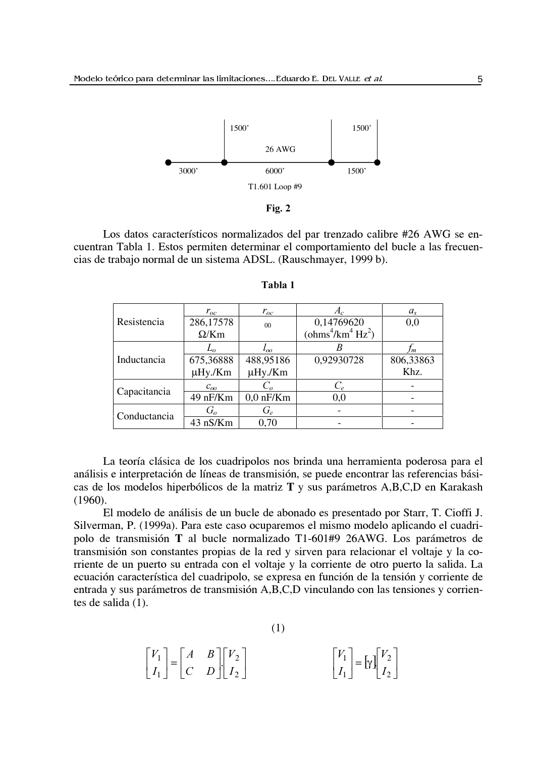1500’ 1500’

26 AWG

3000’ 6000’ 1500’

T1.601 Loop #9

**Fig. 2**

Los datos característicos normalizados del par trenzado calibre #26 AWG se encuentran Tabla 1. Estos permiten determinar el comportamiento del bucle a las frecuencias de trabajo normal de un sistema ADSL. (Rauschmayer, 1999 b).

**Tabla 1**

| | | | | |
|---|---|---|---|---|
| Resistencia | $r_{oc}$ | $r_{oc}$ | $A_c$ | $a_s$ |
| | 286,17578 Ω/Km | 00 | 0,14769620 (ohms$^4$/km$^4$ Hz$^2$) | 0,0 |
| Inductancia | $L_o$ | $l_{oo}$ | $B$ | $f_m$ |
| | 675,36888 μHy./Km | 488,95186 μHy./Km | 0,92930728 | 806,33863 Khz. |
| Capacitancia | $c_{oo}$ | $C_o$ | $C_e$ | - |
| | 49 nF/Km | 0,0 nF/Km | 0,0 | - |
| Conductancia | $G_o$ | $G_e$ | - | - |
| | 43 nS/Km | 0,70 | - | - |

La teoría clásica de los cuadripolos nos brinda una herramienta poderosa para el análisis e interpretación de líneas de transmisión, se puede encontrar las referencias básicas de los modelos hiperbólicos de la matriz **T** y sus parámetros A,B,C,D en Karakash (1960).

El modelo de análisis de un bucle de abonado es presentado por Starr, T. Cioffi J. Silverman, P. (1999a). Para este caso ocuparemos el mismo modelo aplicando el cuadripolo de transmisión **T** al bucle normalizado T1-601#9 26AWG. Los parámetros de transmisión son constantes propias de la red y sirven para relacionar el voltaje y la corriente de un puerto su entrada con el voltaje y la corriente de otro puerto la salida. La ecuación característica del cuadripolo, se expresa en función de la tensión y corriente de entrada y sus parámetros de transmisión A,B,C,D vinculando con las tensiones y corrientes de salida (1).

$$\begin{bmatrix} V_1 \\ I_1 \end{bmatrix} = \begin{bmatrix} A & B \\ C & D \end{bmatrix} . \begin{bmatrix} V_2 \\ I_2 \end{bmatrix} \qquad \begin{bmatrix} V_1 \\ I_1 \end{bmatrix} = [\gamma] . \begin{bmatrix} V_2 \\ I_2 \end{bmatrix} \tag{1}$$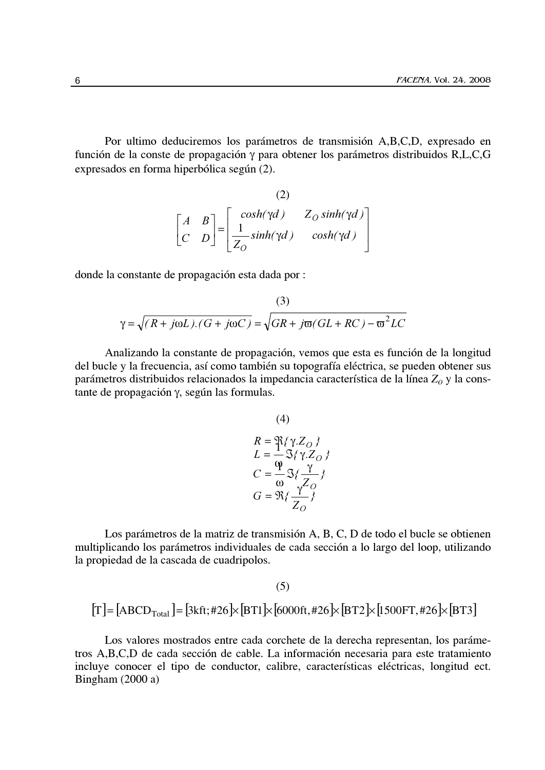Por ultimo deduciremos los parámetros de transmisión A,B,C,D, expresado en función de la conste de propagación $\gamma$ para obtener los parámetros distribuidos R,L,C,G expresados en forma hiperbólica según (2).

(2)

$$\begin{bmatrix} A & B \\ C & D \end{bmatrix} = \begin{bmatrix} cosh(\gamma d) & Z_O \, sinh(\gamma d) \\ \frac{1}{Z_O} sinh(\gamma d) & cosh(\gamma d) \end{bmatrix}$$

donde la constante de propagación esta dada por :

(3)

$$\gamma = \sqrt{(R + j\omega L).(G + j\omega C)} = \sqrt{GR + j\varpi(GL + RC) - \varpi^2 LC}$$

Analizando la constante de propagación, vemos que esta es función de la longitud del bucle y la frecuencia, así como también su topografía eléctrica, se pueden obtener sus parámetros distribuidos relacionados la impedancia característica de la línea $Z_O$ y la constante de propagación $\gamma$, según las formulas.

(4)

$$\begin{aligned} R &= \Re\{\gamma.Z_O\} \\ L &= \frac{1}{\varphi}\Im\{\gamma.Z_O\} \\ C &= \frac{1}{\omega}\Im\{\frac{\gamma}{Z_O}\} \\ G &= \Re\{\frac{\gamma}{Z_O}\} \end{aligned}$$

Los parámetros de la matriz de transmisión A, B, C, D de todo el bucle se obtienen multiplicando los parámetros individuales de cada sección a lo largo del loop, utilizando la propiedad de la cascada de cuadripolos.

(5)

$$[T] = [ABCD_{Total}] = [3kft;\#26] \times [BT1] \times [6000ft,\#26] \times [BT2] \times [1500FT,\#26] \times [BT3]$$

Los valores mostrados entre cada corchete de la derecha representan, los parámetros A,B,C,D de cada sección de cable. La información necesaria para este tratamiento incluye conocer el tipo de conductor, calibre, características eléctricas, longitud ect. Bingham (2000 a)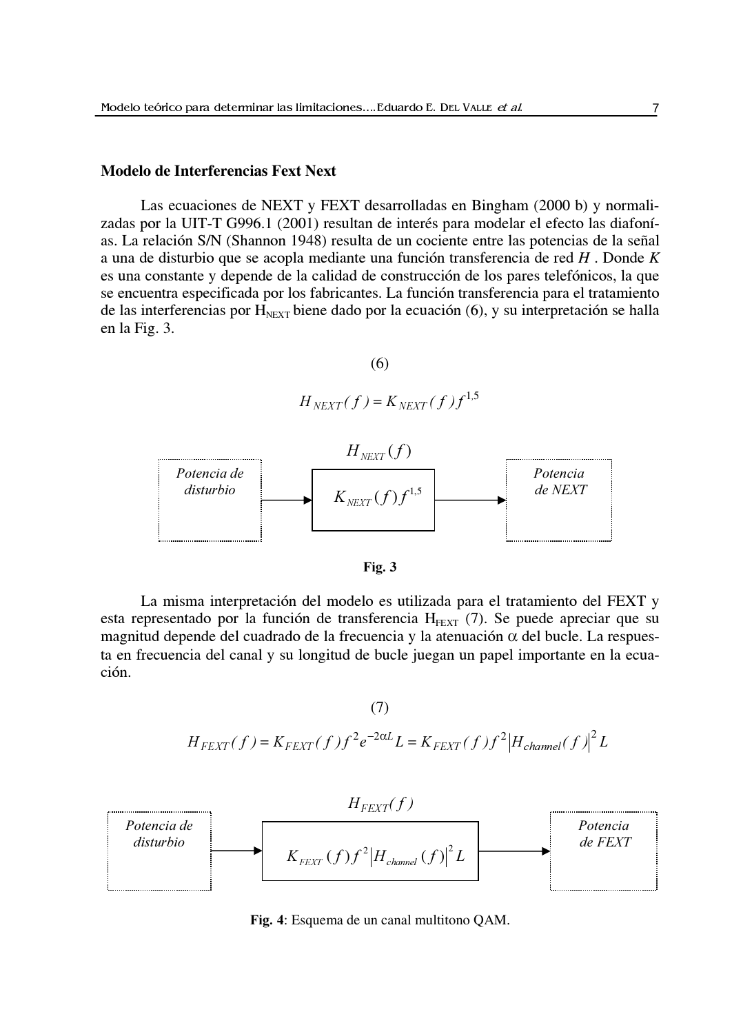**Modelo de Interferencias Fext Next**

Las ecuaciones de NEXT y FEXT desarrolladas en Bingham (2000 b) y normalizadas por la UIT-T G996.1 (2001) resultan de interés para modelar el efecto las diafonías. La relación S/N (Shannon 1948) resulta de un cociente entre las potencias de la señal a una de disturbio que se acopla mediante una función transferencia de red $H$ . Donde $K$ es una constante y depende de la calidad de construcción de los pares telefónicos, la que se encuentra especificada por los fabricantes. La función transferencia para el tratamiento de las interferencias por $H_{NEXT}$ biene dado por la ecuación (6), y su interpretación se halla en la Fig. 3.

(6)

$$H_{NEXT}(f) = K_{NEXT}(f) f^{1,5}$$

Potencia de disturbio → $H_{NEXT}(f)$: $K_{NEXT}(f) f^{1,5}$ → Potencia de NEXT

**Fig. 3**

La misma interpretación del modelo es utilizada para el tratamiento del FEXT y esta representado por la función de transferencia $H_{FEXT}$ (7). Se puede apreciar que su magnitud depende del cuadrado de la frecuencia y la atenuación $\alpha$ del bucle. La respuesta en frecuencia del canal y su longitud de bucle juegan un papel importante en la ecuación.

(7)

$$H_{FEXT}(f) = K_{FEXT}(f) f^2 e^{-2\alpha L} L = K_{FEXT}(f) f^2 \left| H_{channel}(f) \right|^2 L$$

Potencia de disturbio → $H_{FEXT}(f)$: $K_{FEXT}(f) f^2 \left| H_{channel}(f) \right|^2 L$ → Potencia de FEXT

**Fig. 4**: Esquema de un canal multitono QAM.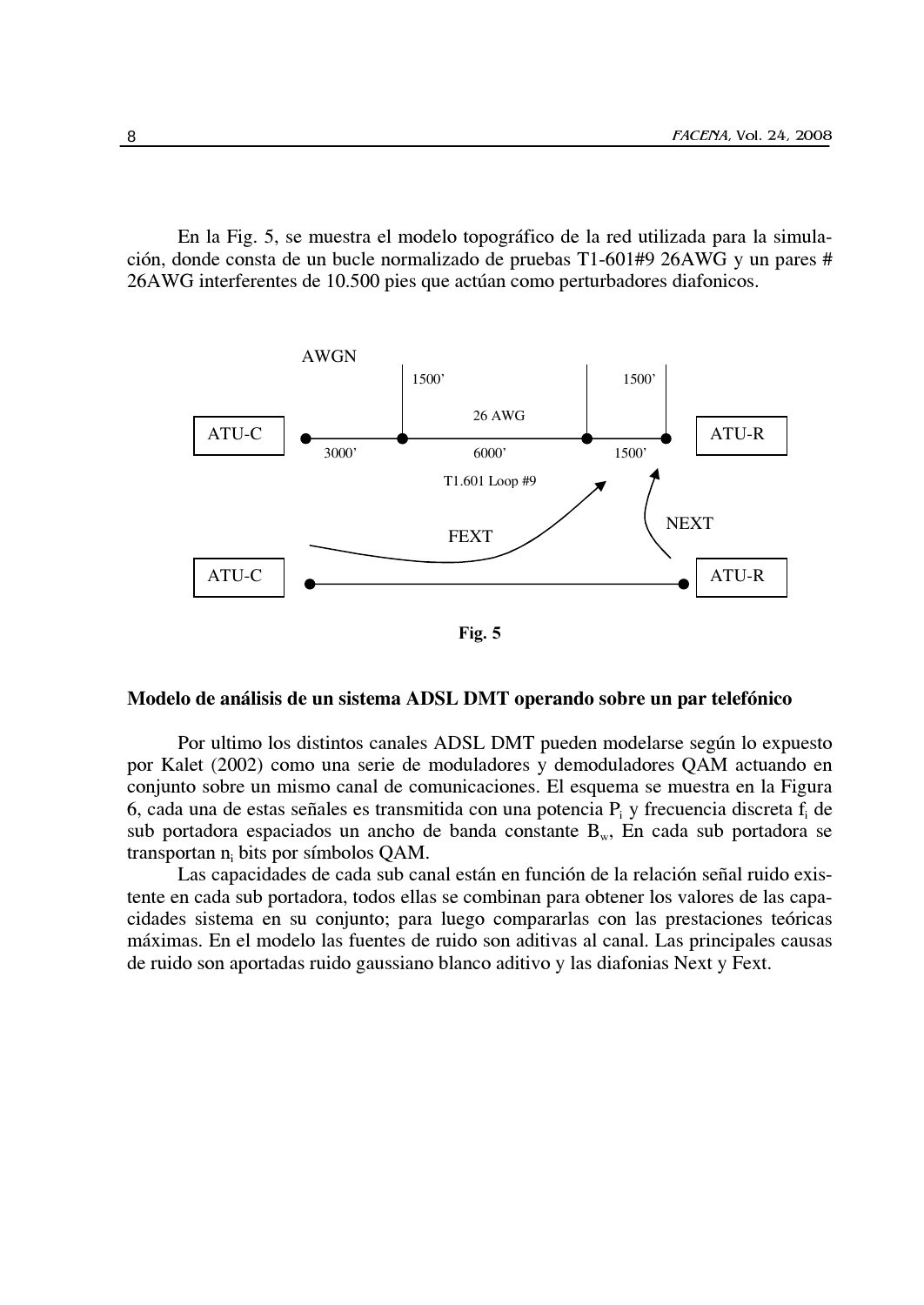En la Fig. 5, se muestra el modelo topográfico de la red utilizada para la simulación, donde consta de un bucle normalizado de pruebas T1-601#9 26AWG y un pares # 26AWG interferentes de 10.500 pies que actúan como perturbadores diafonicos.

**Fig. 5**

### Modelo de análisis de un sistema ADSL DMT operando sobre un par telefónico

Por ultimo los distintos canales ADSL DMT pueden modelarse según lo expuesto por Kalet (2002) como una serie de moduladores y demoduladores QAM actuando en conjunto sobre un mismo canal de comunicaciones. El esquema se muestra en la Figura 6, cada una de estas señales es transmitida con una potencia $P_i$ y frecuencia discreta $f_i$ de sub portadora espaciados un ancho de banda constante $B_w$, En cada sub portadora se transportan $n_i$ bits por símbolos QAM.

Las capacidades de cada sub canal están en función de la relación señal ruido existente en cada sub portadora, todos ellas se combinan para obtener los valores de las capacidades sistema en su conjunto; para luego compararlas con las prestaciones teóricas máximas. En el modelo las fuentes de ruido son aditivas al canal. Las principales causas de ruido son aportadas ruido gaussiano blanco aditivo y las diafonias Next y Fext.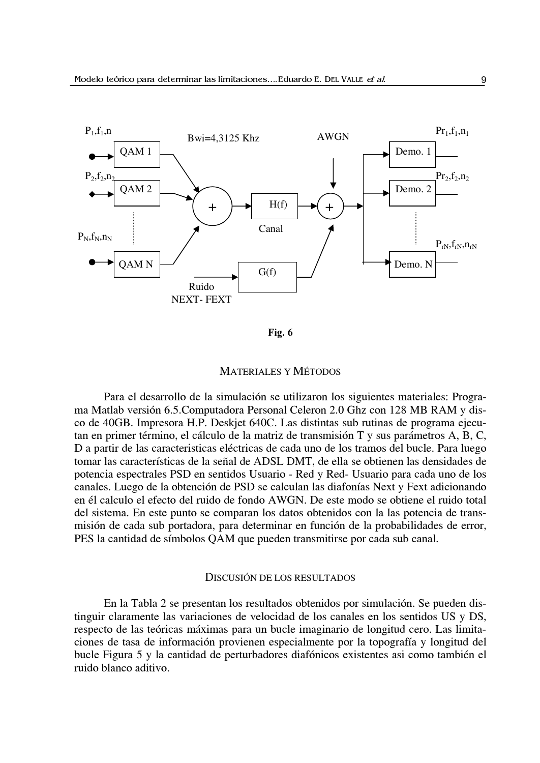Fig. 6

## MATERIALES Y MÉTODOS

Para el desarrollo de la simulación se utilizaron los siguientes materiales: Programa Matlab versión 6.5.Computadora Personal Celeron 2.0 Ghz con 128 MB RAM y disco de 40GB. Impresora H.P. Deskjet 640C. Las distintas sub rutinas de programa ejecutan en primer término, el cálculo de la matriz de transmisión T y sus parámetros A, B, C, D a partir de las caracteristicas eléctricas de cada uno de los tramos del bucle. Para luego tomar las características de la señal de ADSL DMT, de ella se obtienen las densidades de potencia espectrales PSD en sentidos Usuario - Red y Red- Usuario para cada uno de los canales. Luego de la obtención de PSD se calculan las diafonías Next y Fext adicionando en él calculo el efecto del ruido de fondo AWGN. De este modo se obtiene el ruido total del sistema. En este punto se comparan los datos obtenidos con la las potencia de transmisión de cada sub portadora, para determinar en función de la probabilidades de error, PES la cantidad de símbolos QAM que pueden transmitirse por cada sub canal.

## DISCUSIÓN DE LOS RESULTADOS

En la Tabla 2 se presentan los resultados obtenidos por simulación. Se pueden distinguir claramente las variaciones de velocidad de los canales en los sentidos US y DS, respecto de las teóricas máximas para un bucle imaginario de longitud cero. Las limitaciones de tasa de información provienen especialmente por la topografía y longitud del bucle Figura 5 y la cantidad de perturbadores diafónicos existentes asi como también el ruido blanco aditivo.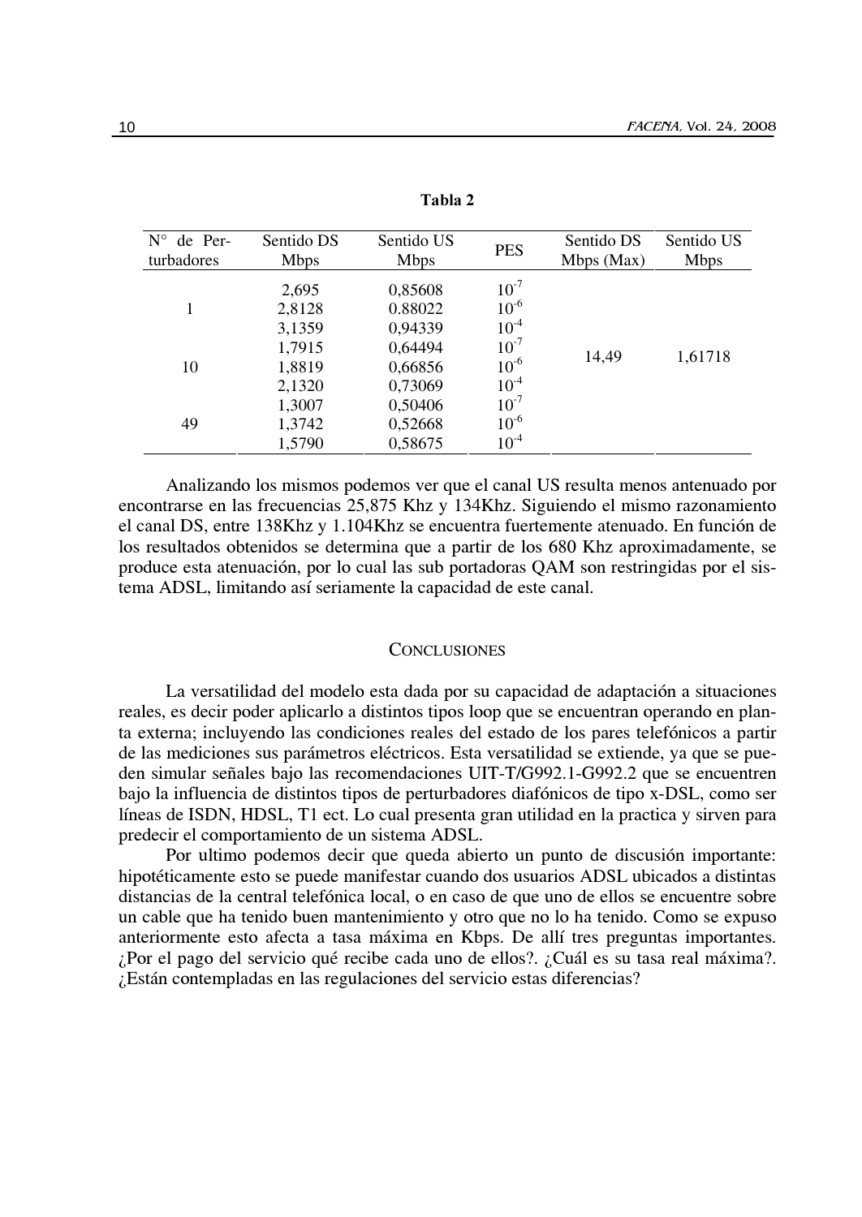**Tabla 2**

| N° de Perturbadores | Sentido DS Mbps | Sentido US Mbps | PES | Sentido DS Mbps (Max) | Sentido US Mbps |
|---|---|---|---|---|---|
| 1 | 2,695 | 0,85608 | $10^{-7}$ | 14,49 | 1,61718 |
| | 2,8128 | 0.88022 | $10^{-6}$ | | |
| | 3,1359 | 0,94339 | $10^{-4}$ | | |
| 10 | 1,7915 | 0,64494 | $10^{-7}$ | | |
| | 1,8819 | 0,66856 | $10^{-6}$ | | |
| | 2,1320 | 0,73069 | $10^{-4}$ | | |
| 49 | 1,3007 | 0,50406 | $10^{-7}$ | | |
| | 1,3742 | 0,52668 | $10^{-6}$ | | |
| | 1,5790 | 0,58675 | $10^{-4}$ | | |

Analizando los mismos podemos ver que el canal US resulta menos antenuado por encontrarse en las frecuencias 25,875 Khz y 134Khz. Siguiendo el mismo razonamiento el canal DS, entre 138Khz y 1.104Khz se encuentra fuertemente atenuado. En función de los resultados obtenidos se determina que a partir de los 680 Khz aproximadamente, se produce esta atenuación, por lo cual las sub portadoras QAM son restringidas por el sistema ADSL, limitando así seriamente la capacidad de este canal.

## Conclusiones

La versatilidad del modelo esta dada por su capacidad de adaptación a situaciones reales, es decir poder aplicarlo a distintos tipos loop que se encuentran operando en planta externa; incluyendo las condiciones reales del estado de los pares telefónicos a partir de las mediciones sus parámetros eléctricos. Esta versatilidad se extiende, ya que se pueden simular señales bajo las recomendaciones UIT-T/G992.1-G992.2 que se encuentren bajo la influencia de distintos tipos de perturbadores diafónicos de tipo x-DSL, como ser líneas de ISDN, HDSL, T1 ect. Lo cual presenta gran utilidad en la practica y sirven para predecir el comportamiento de un sistema ADSL.

Por ultimo podemos decir que queda abierto un punto de discusión importante: hipotéticamente esto se puede manifestar cuando dos usuarios ADSL ubicados a distintas distancias de la central telefónica local, o en caso de que uno de ellos se encuentre sobre un cable que ha tenido buen mantenimiento y otro que no lo ha tenido. Como se expuso anteriormente esto afecta a tasa máxima en Kbps. De allí tres preguntas importantes. ¿Por el pago del servicio qué recibe cada uno de ellos?. ¿Cuál es su tasa real máxima?. ¿Están contempladas en las regulaciones del servicio estas diferencias?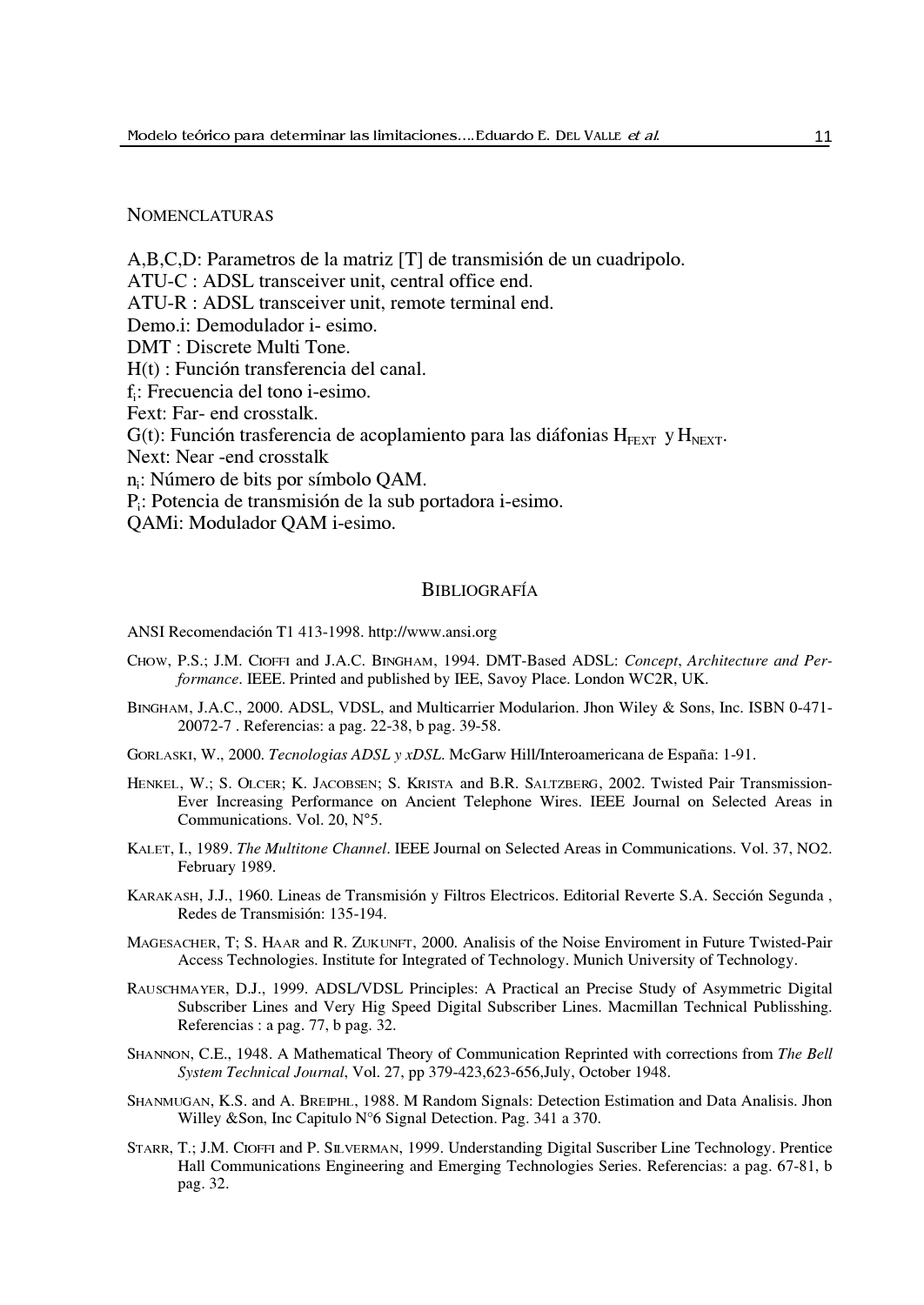## Nomenclaturas

A,B,C,D: Parametros de la matriz [T] de transmisión de un cuadripolo.
ATU-C : ADSL transceiver unit, central office end.
ATU-R : ADSL transceiver unit, remote terminal end.
Demo.i: Demodulador i- esimo.
DMT : Discrete Multi Tone.
H(t) : Función transferencia del canal.
$f_i$: Frecuencia del tono i-esimo.
Fext: Far- end crosstalk.
G(t): Función trasferencia de acoplamiento para las diáfonias $H_{FEXT}$ y $H_{NEXT}$.
Next: Near -end crosstalk
$n_i$: Número de bits por símbolo QAM.
$P_i$: Potencia de transmisión de la sub portadora i-esimo.
QAMi: Modulador QAM i-esimo.

## Bibliografía

ANSI Recomendación T1 413-1998. http://www.ansi.org

Chow, P.S.; J.M. Cioffi and J.A.C. Bingham, 1994. DMT-Based ADSL: *Concept*, *Architecture and Performance*. IEEE. Printed and published by IEE, Savoy Place. London WC2R, UK.

Bingham, J.A.C., 2000. ADSL, VDSL, and Multicarrier Modularion. Jhon Wiley & Sons, Inc. ISBN 0-471-20072-7 . Referencias: a pag. 22-38, b pag. 39-58.

Gorlaski, W., 2000. *Tecnologias ADSL y xDSL*. McGarw Hill/Interoamericana de España: 1-91.

Henkel, W.; S. Olcer; K. Jacobsen; S. Krista and B.R. Saltzberg, 2002. Twisted Pair Transmission-Ever Increasing Performance on Ancient Telephone Wires. IEEE Journal on Selected Areas in Communications. Vol. 20, N°5.

Kalet, I., 1989. *The Multitone Channel*. IEEE Journal on Selected Areas in Communications. Vol. 37, NO2. February 1989.

Karakash, J.J., 1960. Lineas de Transmisión y Filtros Electricos. Editorial Reverte S.A. Sección Segunda , Redes de Transmisión: 135-194.

Magesacher, T; S. Haar and R. Zukunft, 2000. Analisis of the Noise Enviroment in Future Twisted-Pair Access Technologies. Institute for Integrated of Technology. Munich University of Technology.

Rauschmayer, D.J., 1999. ADSL/VDSL Principles: A Practical an Precise Study of Asymmetric Digital Subscriber Lines and Very Hig Speed Digital Subscriber Lines. Macmillan Technical Publisshing. Referencias : a pag. 77, b pag. 32.

Shannon, C.E., 1948. A Mathematical Theory of Communication Reprinted with corrections from *The Bell System Technical Journal*, Vol. 27, pp 379-423,623-656,July, October 1948.

Shanmugan, K.S. and A. Breiphl, 1988. M Random Signals: Detection Estimation and Data Analisis. Jhon Willey &Son, Inc Capitulo N°6 Signal Detection. Pag. 341 a 370.

Starr, T.; J.M. Cioffi and P. Silverman, 1999. Understanding Digital Suscriber Line Technology. Prentice Hall Communications Engineering and Emerging Technologies Series. Referencias: a pag. 67-81, b pag. 32.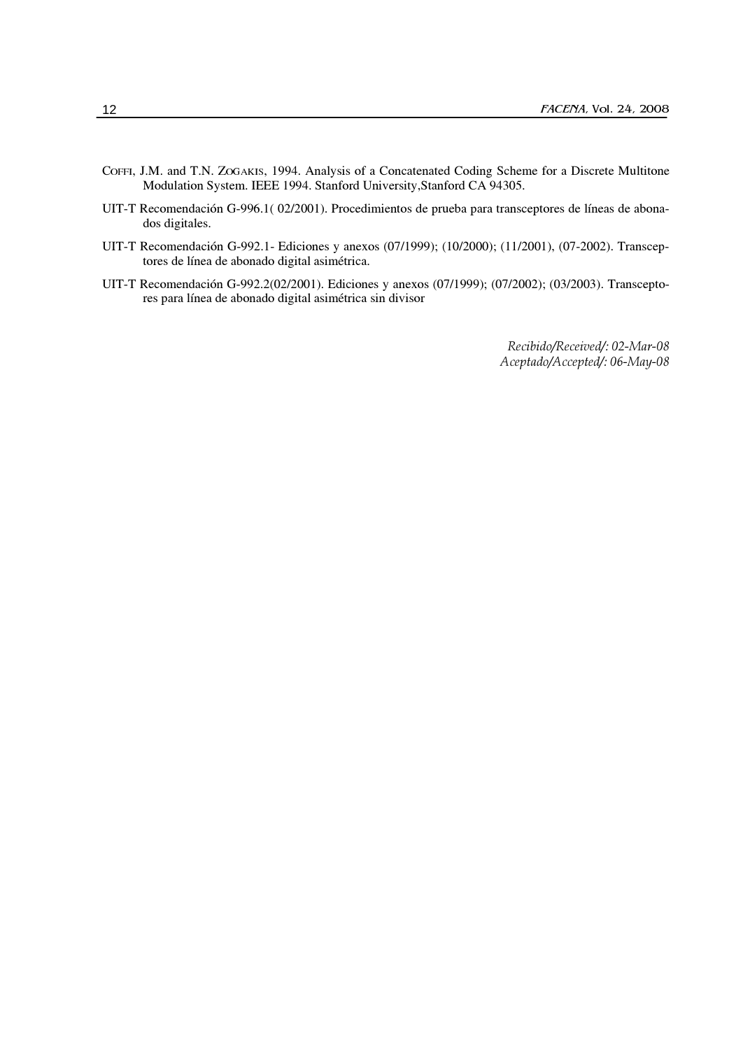COFFI, J.M. and T.N. ZOGAKIS, 1994. Analysis of a Concatenated Coding Scheme for a Discrete Multitone Modulation System. IEEE 1994. Stanford University,Stanford CA 94305.

UIT-T Recomendación G-996.1( 02/2001). Procedimientos de prueba para transceptores de líneas de abonados digitales.

UIT-T Recomendación G-992.1- Ediciones y anexos (07/1999); (10/2000); (11/2001), (07-2002). Transceptores de línea de abonado digital asimétrica.

UIT-T Recomendación G-992.2(02/2001). Ediciones y anexos (07/1999); (07/2002); (03/2003). Transceptores para línea de abonado digital asimétrica sin divisor

*Recibido/Received/: 02-Mar-08*
*Aceptado/Accepted/: 06-May-08*